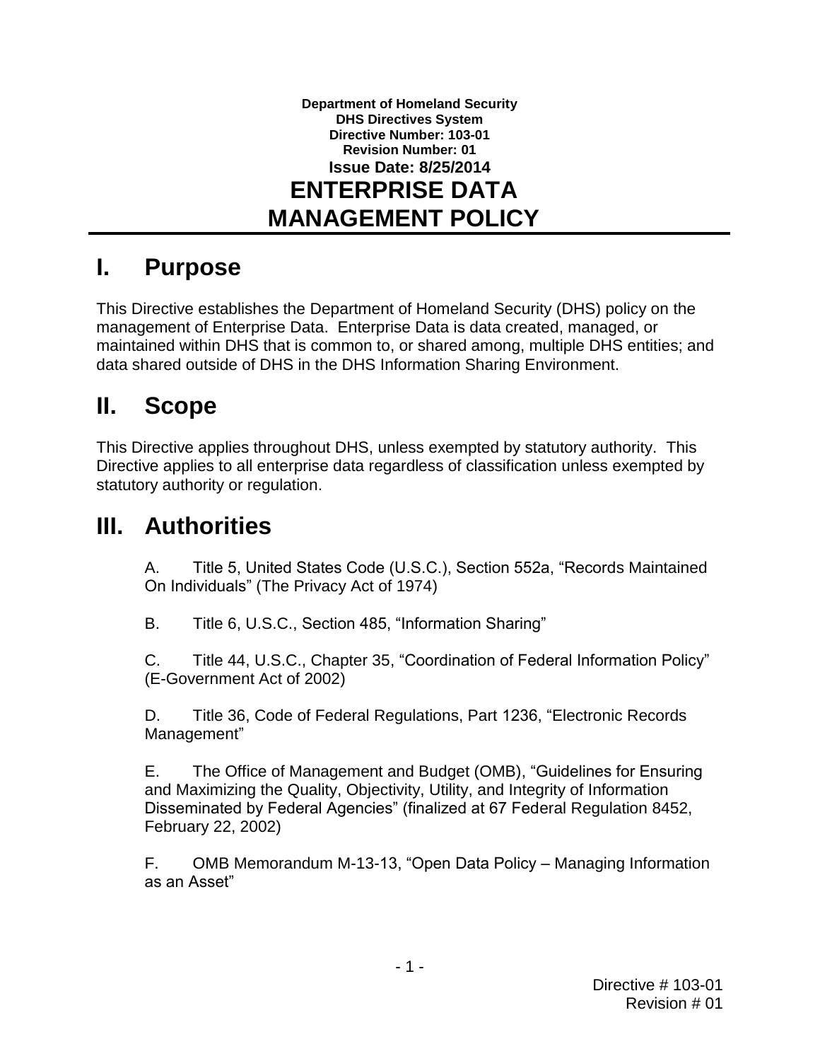**Department of Homeland Security**
**DHS Directives System**
**Directive Number: 103-01**
**Revision Number: 01**
**Issue Date: 8/25/2014**

# ENTERPRISE DATA MANAGEMENT POLICY

## I. Purpose

This Directive establishes the Department of Homeland Security (DHS) policy on the management of Enterprise Data. Enterprise Data is data created, managed, or maintained within DHS that is common to, or shared among, multiple DHS entities; and data shared outside of DHS in the DHS Information Sharing Environment.

## II. Scope

This Directive applies throughout DHS, unless exempted by statutory authority. This Directive applies to all enterprise data regardless of classification unless exempted by statutory authority or regulation.

## III. Authorities

A. Title 5, United States Code (U.S.C.), Section 552a, "Records Maintained On Individuals" (The Privacy Act of 1974)

B. Title 6, U.S.C., Section 485, "Information Sharing"

C. Title 44, U.S.C., Chapter 35, "Coordination of Federal Information Policy" (E-Government Act of 2002)

D. Title 36, Code of Federal Regulations, Part 1236, "Electronic Records Management"

E. The Office of Management and Budget (OMB), "Guidelines for Ensuring and Maximizing the Quality, Objectivity, Utility, and Integrity of Information Disseminated by Federal Agencies" (finalized at 67 Federal Regulation 8452, February 22, 2002)

F. OMB Memorandum M-13-13, "Open Data Policy – Managing Information as an Asset"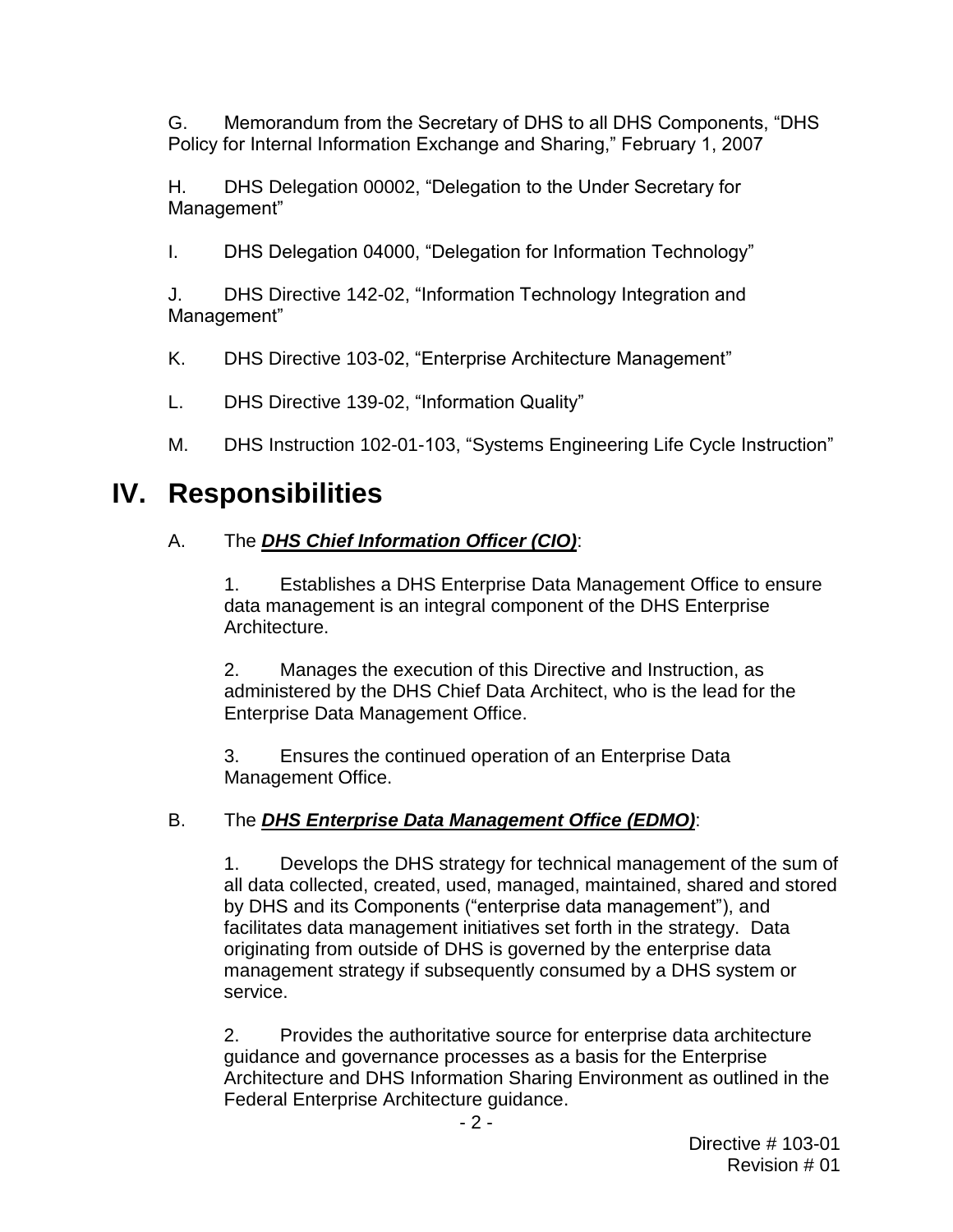G. Memorandum from the Secretary of DHS to all DHS Components, “DHS Policy for Internal Information Exchange and Sharing,” February 1, 2007

H. DHS Delegation 00002, “Delegation to the Under Secretary for Management”

I. DHS Delegation 04000, “Delegation for Information Technology”

J. DHS Directive 142-02, “Information Technology Integration and Management”

K. DHS Directive 103-02, “Enterprise Architecture Management”

L. DHS Directive 139-02, “Information Quality”

M. DHS Instruction 102-01-103, “Systems Engineering Life Cycle Instruction”

# IV. Responsibilities

A. The ***DHS Chief Information Officer (CIO)***:

1. Establishes a DHS Enterprise Data Management Office to ensure data management is an integral component of the DHS Enterprise Architecture.

2. Manages the execution of this Directive and Instruction, as administered by the DHS Chief Data Architect, who is the lead for the Enterprise Data Management Office.

3. Ensures the continued operation of an Enterprise Data Management Office.

B. The ***DHS Enterprise Data Management Office (EDMO)***:

1. Develops the DHS strategy for technical management of the sum of all data collected, created, used, managed, maintained, shared and stored by DHS and its Components (“enterprise data management”), and facilitates data management initiatives set forth in the strategy. Data originating from outside of DHS is governed by the enterprise data management strategy if subsequently consumed by a DHS system or service.

2. Provides the authoritative source for enterprise data architecture guidance and governance processes as a basis for the Enterprise Architecture and DHS Information Sharing Environment as outlined in the Federal Enterprise Architecture guidance.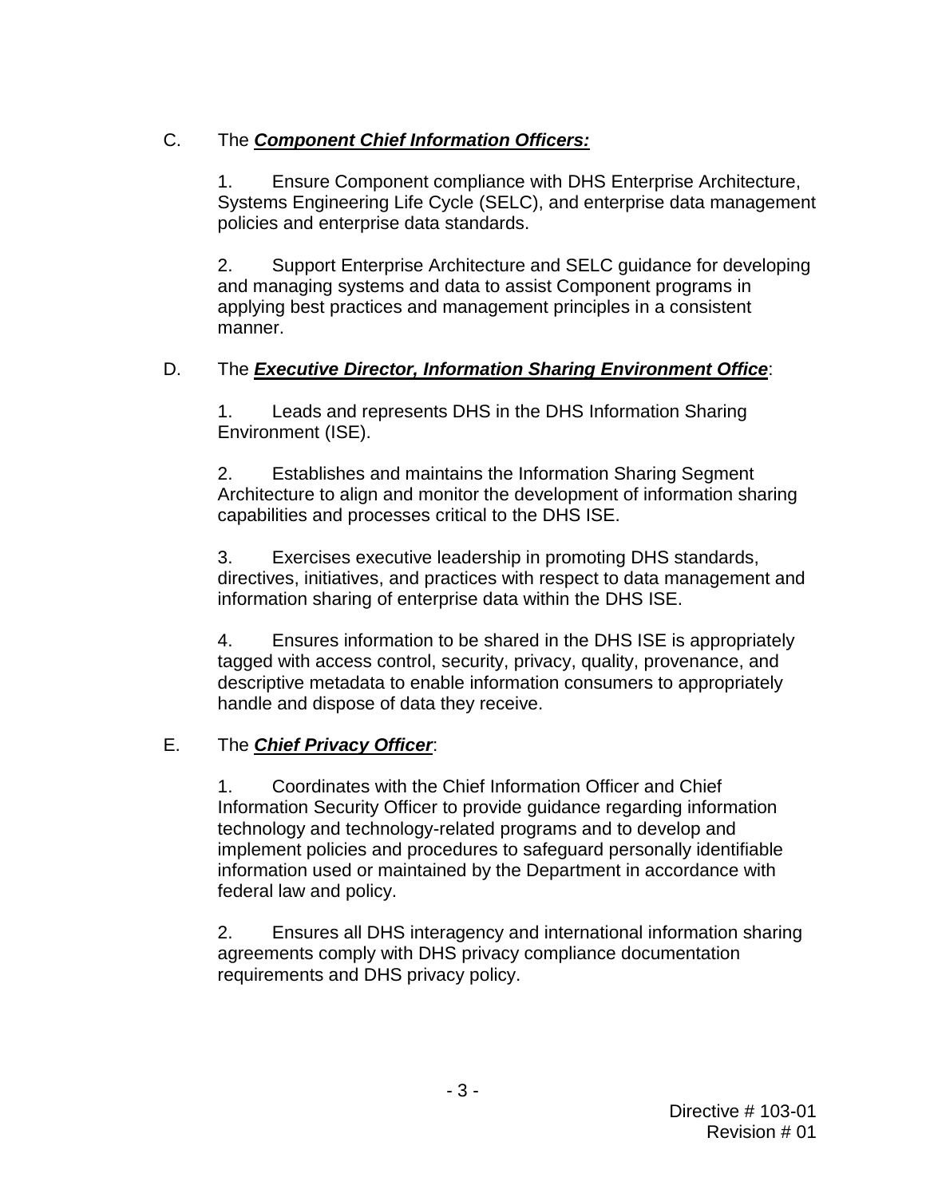C. The ***Component Chief Information Officers:***

1. Ensure Component compliance with DHS Enterprise Architecture, Systems Engineering Life Cycle (SELC), and enterprise data management policies and enterprise data standards.

2. Support Enterprise Architecture and SELC guidance for developing and managing systems and data to assist Component programs in applying best practices and management principles in a consistent manner.

D. The ***Executive Director, Information Sharing Environment Office***:

1. Leads and represents DHS in the DHS Information Sharing Environment (ISE).

2. Establishes and maintains the Information Sharing Segment Architecture to align and monitor the development of information sharing capabilities and processes critical to the DHS ISE.

3. Exercises executive leadership in promoting DHS standards, directives, initiatives, and practices with respect to data management and information sharing of enterprise data within the DHS ISE.

4. Ensures information to be shared in the DHS ISE is appropriately tagged with access control, security, privacy, quality, provenance, and descriptive metadata to enable information consumers to appropriately handle and dispose of data they receive.

E. The ***Chief Privacy Officer***:

1. Coordinates with the Chief Information Officer and Chief Information Security Officer to provide guidance regarding information technology and technology-related programs and to develop and implement policies and procedures to safeguard personally identifiable information used or maintained by the Department in accordance with federal law and policy.

2. Ensures all DHS interagency and international information sharing agreements comply with DHS privacy compliance documentation requirements and DHS privacy policy.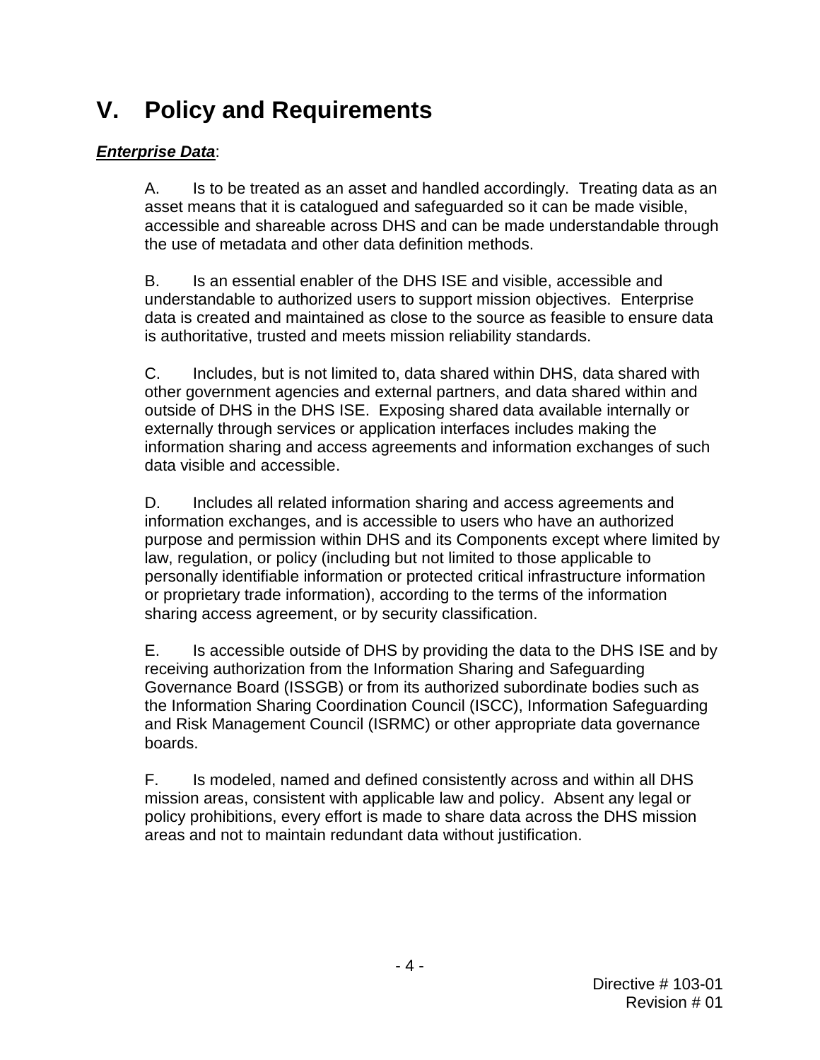# V. Policy and Requirements

***Enterprise Data***:

A. Is to be treated as an asset and handled accordingly. Treating data as an asset means that it is catalogued and safeguarded so it can be made visible, accessible and shareable across DHS and can be made understandable through the use of metadata and other data definition methods.

B. Is an essential enabler of the DHS ISE and visible, accessible and understandable to authorized users to support mission objectives. Enterprise data is created and maintained as close to the source as feasible to ensure data is authoritative, trusted and meets mission reliability standards.

C. Includes, but is not limited to, data shared within DHS, data shared with other government agencies and external partners, and data shared within and outside of DHS in the DHS ISE. Exposing shared data available internally or externally through services or application interfaces includes making the information sharing and access agreements and information exchanges of such data visible and accessible.

D. Includes all related information sharing and access agreements and information exchanges, and is accessible to users who have an authorized purpose and permission within DHS and its Components except where limited by law, regulation, or policy (including but not limited to those applicable to personally identifiable information or protected critical infrastructure information or proprietary trade information), according to the terms of the information sharing access agreement, or by security classification.

E. Is accessible outside of DHS by providing the data to the DHS ISE and by receiving authorization from the Information Sharing and Safeguarding Governance Board (ISSGB) or from its authorized subordinate bodies such as the Information Sharing Coordination Council (ISCC), Information Safeguarding and Risk Management Council (ISRMC) or other appropriate data governance boards.

F. Is modeled, named and defined consistently across and within all DHS mission areas, consistent with applicable law and policy. Absent any legal or policy prohibitions, every effort is made to share data across the DHS mission areas and not to maintain redundant data without justification.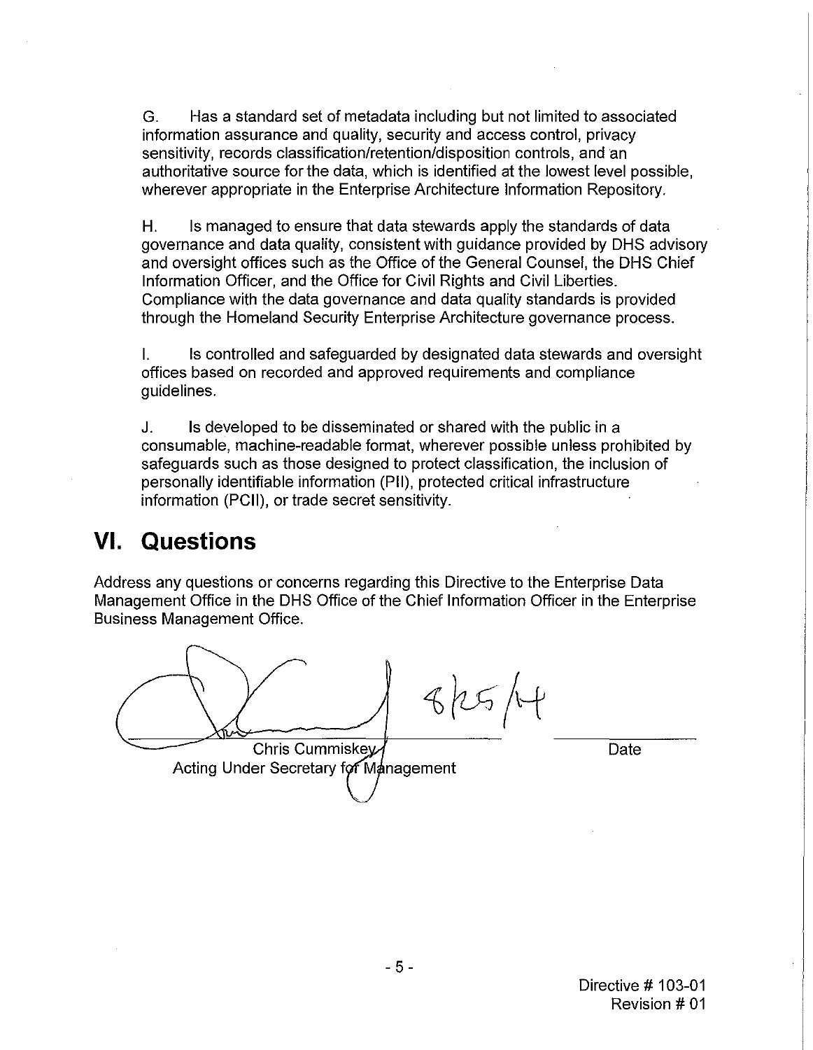G. Has a standard set of metadata including but not limited to associated information assurance and quality, security and access control, privacy sensitivity, records classification/retention/disposition controls, and an authoritative source for the data, which is identified at the lowest level possible, wherever appropriate in the Enterprise Architecture Information Repository.

H. Is managed to ensure that data stewards apply the standards of data governance and data quality, consistent with guidance provided by DHS advisory and oversight offices such as the Office of the General Counsel, the DHS Chief Information Officer, and the Office for Civil Rights and Civil Liberties. Compliance with the data governance and data quality standards is provided through the Homeland Security Enterprise Architecture governance process.

I. Is controlled and safeguarded by designated data stewards and oversight offices based on recorded and approved requirements and compliance guidelines.

J. Is developed to be disseminated or shared with the public in a consumable, machine-readable format, wherever possible unless prohibited by safeguards such as those designed to protect classification, the inclusion of personally identifiable information (PII), protected critical infrastructure information (PCII), or trade secret sensitivity.

# VI. Questions

Address any questions or concerns regarding this Directive to the Enterprise Data Management Office in the DHS Office of the Chief Information Officer in the Enterprise Business Management Office.

8/25/14

Chris Cummiskey
Acting Under Secretary for Management

Date

Directive # 103-01
Revision # 01